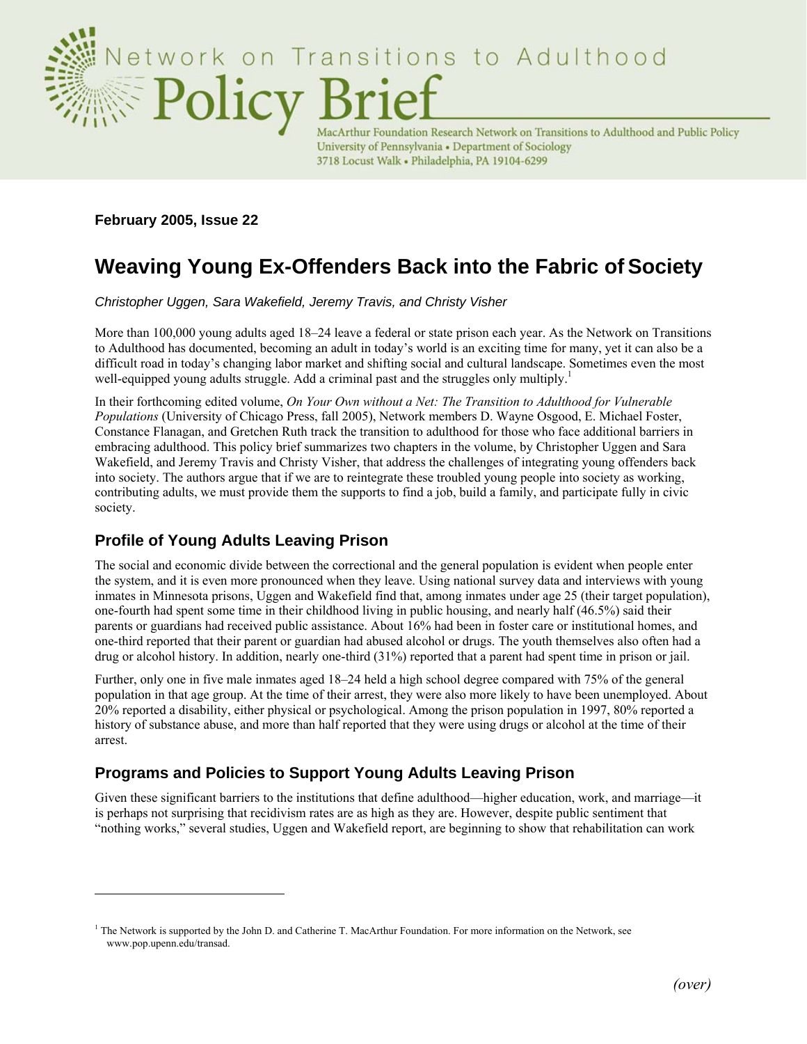Network on Transitions to Adulthood

# Policy Brief

MacArthur Foundation Research Network on Transitions to Adulthood and Public Policy
University of Pennsylvania • Department of Sociology
3718 Locust Walk • Philadelphia, PA 19104-6299

**February 2005, Issue 22**

# Weaving Young Ex-Offenders Back into the Fabric of Society

*Christopher Uggen, Sara Wakefield, Jeremy Travis, and Christy Visher*

More than 100,000 young adults aged 18–24 leave a federal or state prison each year. As the Network on Transitions to Adulthood has documented, becoming an adult in today's world is an exciting time for many, yet it can also be a difficult road in today's changing labor market and shifting social and cultural landscape. Sometimes even the most well-equipped young adults struggle. Add a criminal past and the struggles only multiply.[1]

In their forthcoming edited volume, *On Your Own without a Net: The Transition to Adulthood for Vulnerable Populations* (University of Chicago Press, fall 2005), Network members D. Wayne Osgood, E. Michael Foster, Constance Flanagan, and Gretchen Ruth track the transition to adulthood for those who face additional barriers in embracing adulthood. This policy brief summarizes two chapters in the volume, by Christopher Uggen and Sara Wakefield, and Jeremy Travis and Christy Visher, that address the challenges of integrating young offenders back into society. The authors argue that if we are to reintegrate these troubled young people into society as working, contributing adults, we must provide them the supports to find a job, build a family, and participate fully in civic society.

## Profile of Young Adults Leaving Prison

The social and economic divide between the correctional and the general population is evident when people enter the system, and it is even more pronounced when they leave. Using national survey data and interviews with young inmates in Minnesota prisons, Uggen and Wakefield find that, among inmates under age 25 (their target population), one-fourth had spent some time in their childhood living in public housing, and nearly half (46.5%) said their parents or guardians had received public assistance. About 16% had been in foster care or institutional homes, and one-third reported that their parent or guardian had abused alcohol or drugs. The youth themselves also often had a drug or alcohol history. In addition, nearly one-third (31%) reported that a parent had spent time in prison or jail.

Further, only one in five male inmates aged 18–24 held a high school degree compared with 75% of the general population in that age group. At the time of their arrest, they were also more likely to have been unemployed. About 20% reported a disability, either physical or psychological. Among the prison population in 1997, 80% reported a history of substance abuse, and more than half reported that they were using drugs or alcohol at the time of their arrest.

## Programs and Policies to Support Young Adults Leaving Prison

Given these significant barriers to the institutions that define adulthood—higher education, work, and marriage—it is perhaps not surprising that recidivism rates are as high as they are. However, despite public sentiment that "nothing works," several studies, Uggen and Wakefield report, are beginning to show that rehabilitation can work

[1] The Network is supported by the John D. and Catherine T. MacArthur Foundation. For more information on the Network, see www.pop.upenn.edu/transad.

*(over)*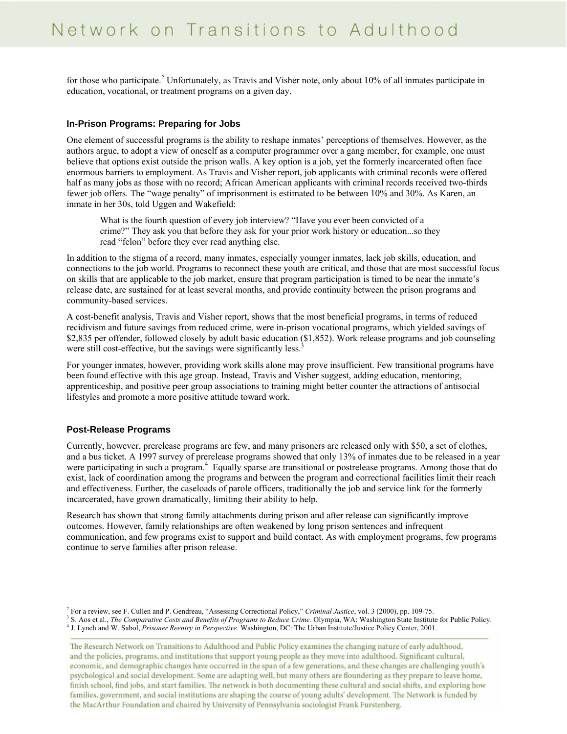for those who participate.[2] Unfortunately, as Travis and Visher note, only about 10% of all inmates participate in education, vocational, or treatment programs on a given day.

### In-Prison Programs: Preparing for Jobs

One element of successful programs is the ability to reshape inmates' perceptions of themselves. However, as the authors argue, to adopt a view of oneself as a computer programmer over a gang member, for example, one must believe that options exist outside the prison walls. A key option is a job, yet the formerly incarcerated often face enormous barriers to employment. As Travis and Visher report, job applicants with criminal records were offered half as many jobs as those with no record; African American applicants with criminal records received two-thirds fewer job offers. The "wage penalty" of imprisonment is estimated to be between 10% and 30%. As Karen, an inmate in her 30s, told Uggen and Wakefield:

> What is the fourth question of every job interview? "Have you ever been convicted of a crime?" They ask you that before they ask for your prior work history or education...so they read "felon" before they ever read anything else.

In addition to the stigma of a record, many inmates, especially younger inmates, lack job skills, education, and connections to the job world. Programs to reconnect these youth are critical, and those that are most successful focus on skills that are applicable to the job market, ensure that program participation is timed to be near the inmate's release date, are sustained for at least several months, and provide continuity between the prison programs and community-based services.

A cost-benefit analysis, Travis and Visher report, shows that the most beneficial programs, in terms of reduced recidivism and future savings from reduced crime, were in-prison vocational programs, which yielded savings of $2,835 per offender, followed closely by adult basic education ($1,852). Work release programs and job counseling were still cost-effective, but the savings were significantly less.[3]

For younger inmates, however, providing work skills alone may prove insufficient. Few transitional programs have been found effective with this age group. Instead, Travis and Visher suggest, adding education, mentoring, apprenticeship, and positive peer group associations to training might better counter the attractions of antisocial lifestyles and promote a more positive attitude toward work.

### Post-Release Programs

Currently, however, prerelease programs are few, and many prisoners are released only with $50, a set of clothes, and a bus ticket. A 1997 survey of prerelease programs showed that only 13% of inmates due to be released in a year were participating in such a program.[4] Equally sparse are transitional or postrelease programs. Among those that do exist, lack of coordination among the programs and between the program and correctional facilities limit their reach and effectiveness. Further, the caseloads of parole officers, traditionally the job and service link for the formerly incarcerated, have grown dramatically, limiting their ability to help.

Research has shown that strong family attachments during prison and after release can significantly improve outcomes. However, family relationships are often weakened by long prison sentences and infrequent communication, and few programs exist to support and build contact. As with employment programs, few programs continue to serve families after prison release.

---

[2] For a review, see F. Cullen and P. Gendreau, "Assessing Correctional Policy," *Criminal Justice*, vol. 3 (2000), pp. 109-75.

[3] S. Aos et al., *The Comparative Costs and Benefits of Programs to Reduce Crime.* Olympia, WA: Washington State Institute for Public Policy.

[4] J. Lynch and W. Sabol, *Prisoner Reentry in Perspective*. Washington, DC: The Urban Institute/Justice Policy Center, 2001.

The Research Network on Transitions to Adulthood and Public Policy examines the changing nature of early adulthood, and the policies, programs, and institutions that support young people as they move into adulthood. Significant cultural, economic, and demographic changes have occurred in the span of a few generations, and these changes are challenging youth's psychological and social development. Some are adapting well, but many others are floundering as they prepare to leave home, finish school, find jobs, and start families. The network is both documenting these cultural and social shifts, and exploring how families, government, and social institutions are shaping the course of young adults' development. The Network is funded by the MacArthur Foundation and chaired by University of Pennsylvania sociologist Frank Furstenberg.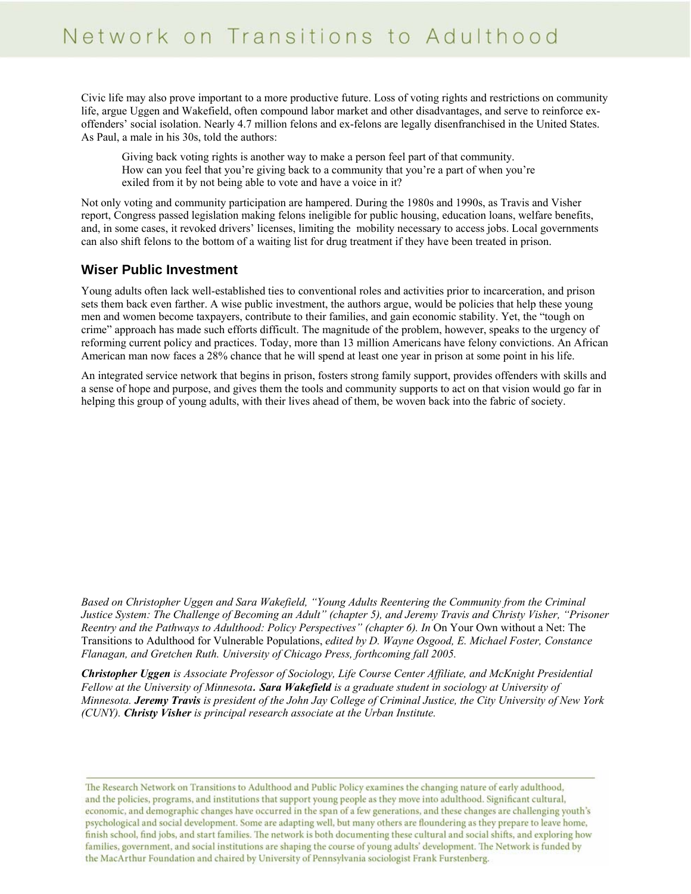Civic life may also prove important to a more productive future. Loss of voting rights and restrictions on community life, argue Uggen and Wakefield, often compound labor market and other disadvantages, and serve to reinforce ex-offenders' social isolation. Nearly 4.7 million felons and ex-felons are legally disenfranchised in the United States. As Paul, a male in his 30s, told the authors:

> Giving back voting rights is another way to make a person feel part of that community. How can you feel that you're giving back to a community that you're a part of when you're exiled from it by not being able to vote and have a voice in it?

Not only voting and community participation are hampered. During the 1980s and 1990s, as Travis and Visher report, Congress passed legislation making felons ineligible for public housing, education loans, welfare benefits, and, in some cases, it revoked drivers' licenses, limiting the mobility necessary to access jobs. Local governments can also shift felons to the bottom of a waiting list for drug treatment if they have been treated in prison.

## Wiser Public Investment

Young adults often lack well-established ties to conventional roles and activities prior to incarceration, and prison sets them back even farther. A wise public investment, the authors argue, would be policies that help these young men and women become taxpayers, contribute to their families, and gain economic stability. Yet, the "tough on crime" approach has made such efforts difficult. The magnitude of the problem, however, speaks to the urgency of reforming current policy and practices. Today, more than 13 million Americans have felony convictions. An African American man now faces a 28% chance that he will spend at least one year in prison at some point in his life.

An integrated service network that begins in prison, fosters strong family support, provides offenders with skills and a sense of hope and purpose, and gives them the tools and community supports to act on that vision would go far in helping this group of young adults, with their lives ahead of them, be woven back into the fabric of society.

*Based on Christopher Uggen and Sara Wakefield, "Young Adults Reentering the Community from the Criminal Justice System: The Challenge of Becoming an Adult" (chapter 5), and Jeremy Travis and Christy Visher, "Prisoner Reentry and the Pathways to Adulthood: Policy Perspectives" (chapter 6). In* On Your Own without a Net: The Transitions to Adulthood for Vulnerable Populations, *edited by D. Wayne Osgood, E. Michael Foster, Constance Flanagan, and Gretchen Ruth. University of Chicago Press, forthcoming fall 2005.*

***Christopher Uggen*** *is Associate Professor of Sociology, Life Course Center Affiliate, and McKnight Presidential Fellow at the University of Minnesota*. ***Sara Wakefield*** *is a graduate student in sociology at University of Minnesota.* ***Jeremy Travis*** *is president of the John Jay College of Criminal Justice, the City University of New York (CUNY).* ***Christy Visher*** *is principal research associate at the Urban Institute.*

The Research Network on Transitions to Adulthood and Public Policy examines the changing nature of early adulthood, and the policies, programs, and institutions that support young people as they move into adulthood. Significant cultural, economic, and demographic changes have occurred in the span of a few generations, and these changes are challenging youth's psychological and social development. Some are adapting well, but many others are floundering as they prepare to leave home, finish school, find jobs, and start families. The network is both documenting these cultural and social shifts, and exploring how families, government, and social institutions are shaping the course of young adults' development. The Network is funded by the MacArthur Foundation and chaired by University of Pennsylvania sociologist Frank Furstenberg.